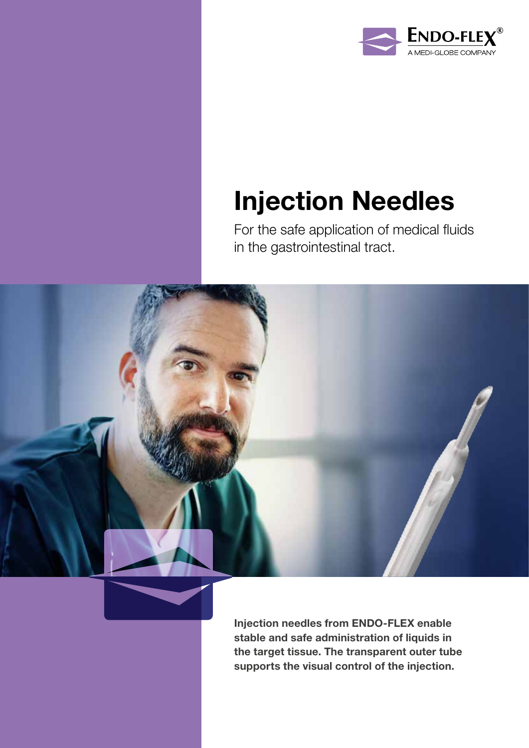ENDO-FLEX®
A MEDI-GLOBE COMPANY

# Injection Needles

For the safe application of medical fluids in the gastrointestinal tract.

**Injection needles from ENDO-FLEX enable stable and safe administration of liquids in the target tissue. The transparent outer tube supports the visual control of the injection.**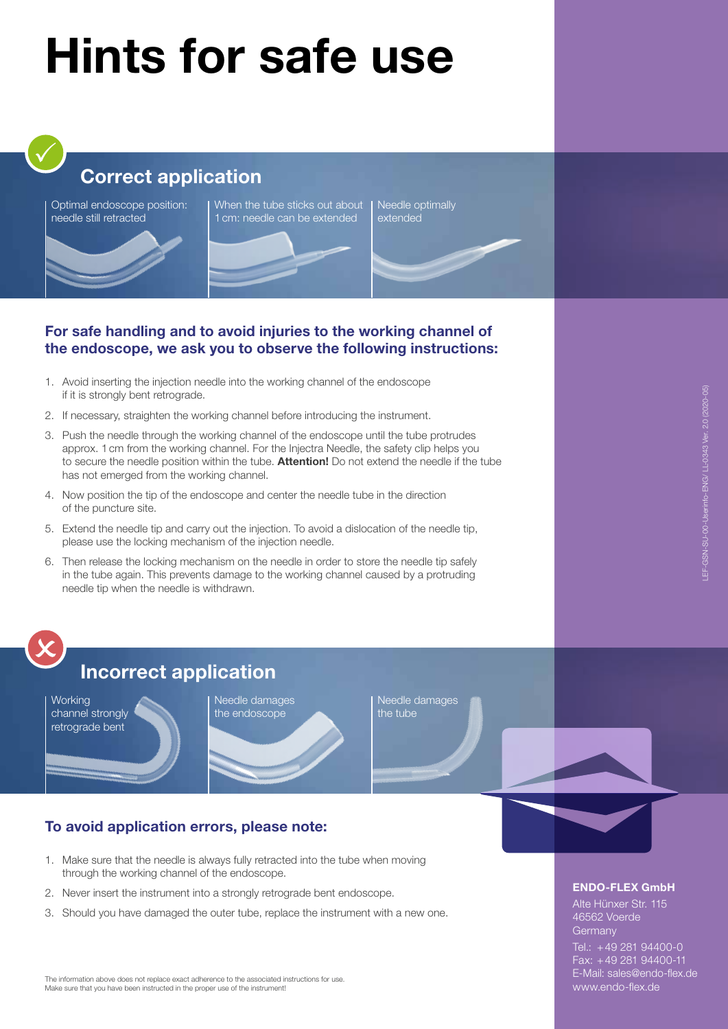# Hints for safe use

## Correct application

Optimal endoscope position: needle still retracted

When the tube sticks out about 1 cm: needle can be extended

Needle optimally extended

### For safe handling and to avoid injuries to the working channel of the endoscope, we ask you to observe the following instructions:

1. Avoid inserting the injection needle into the working channel of the endoscope if it is strongly bent retrograde.
2. If necessary, straighten the working channel before introducing the instrument.
3. Push the needle through the working channel of the endoscope until the tube protrudes approx. 1 cm from the working channel. For the Injectra Needle, the safety clip helps you to secure the needle position within the tube. **Attention!** Do not extend the needle if the tube has not emerged from the working channel.
4. Now position the tip of the endoscope and center the needle tube in the direction of the puncture site.
5. Extend the needle tip and carry out the injection. To avoid a dislocation of the needle tip, please use the locking mechanism of the injection needle.
6. Then release the locking mechanism on the needle in order to store the needle tip safely in the tube again. This prevents damage to the working channel caused by a protruding needle tip when the needle is withdrawn.

## Incorrect application

Working channel strongly retrograde bent

Needle damages the endoscope

Needle damages the tube

### To avoid application errors, please note:

1. Make sure that the needle is always fully retracted into the tube when moving through the working channel of the endoscope.
2. Never insert the instrument into a strongly retrograde bent endoscope.
3. Should you have damaged the outer tube, replace the instrument with a new one.

The information above does not replace exact adherence to the associated instructions for use.
Make sure that you have been instructed in the proper use of the instrument!

**ENDO-FLEX GmbH**
Alte Hünxer Str. 115
46562 Voerde
Germany
Tel.: +49 281 94400-0
Fax: +49 281 94400-11
E-Mail: sales@endo-flex.de
www.endo-flex.de

LEF-GSN-SU-00-Userinfo-ENG/ LI-0343 Ver. 2.0 (2020-05)